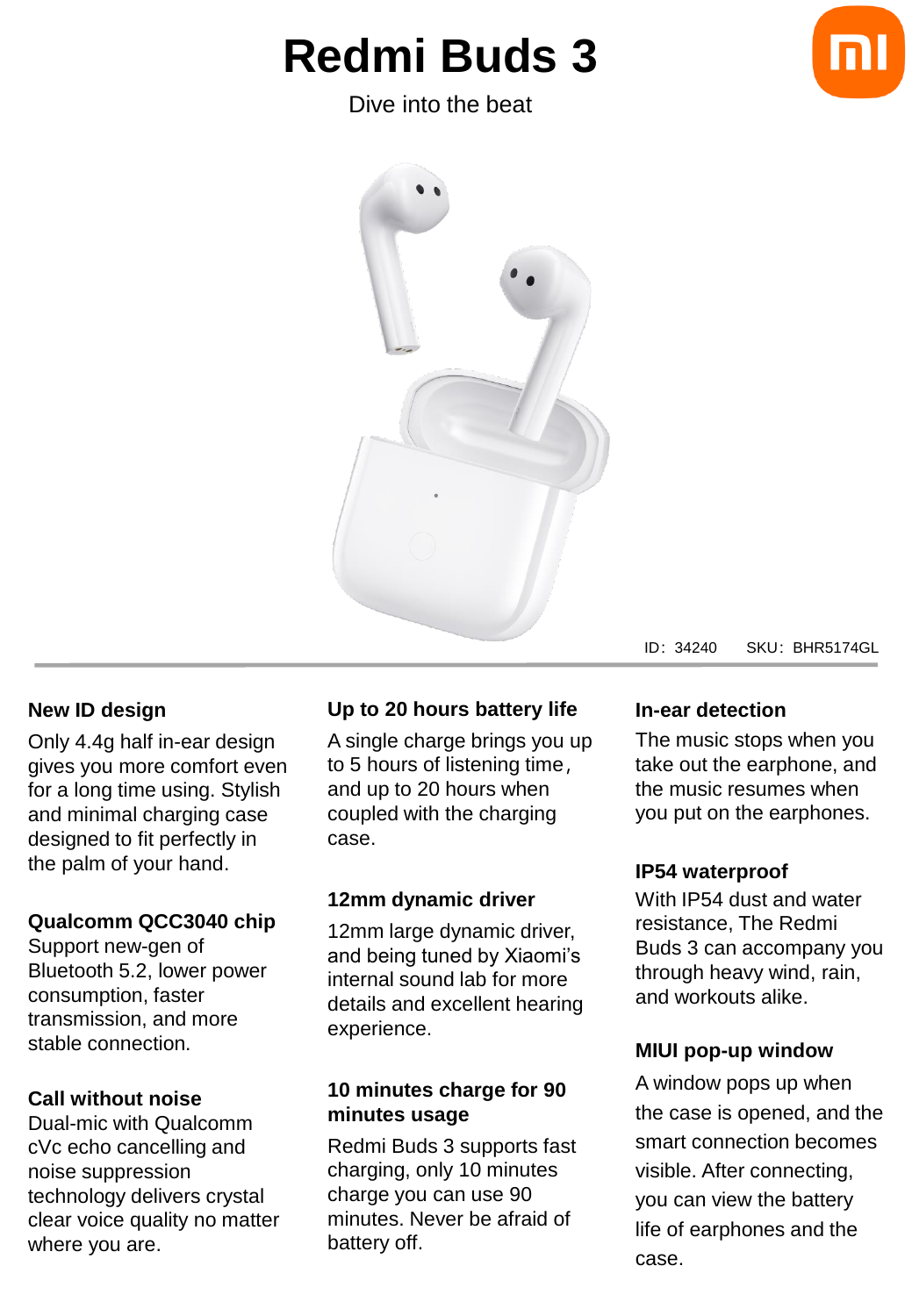# Redmi Buds 3

Dive into the beat

ID：34240　SKU：BHR5174GL

### New ID design

Only 4.4g half in-ear design gives you more comfort even for a long time using. Stylish and minimal charging case designed to fit perfectly in the palm of your hand.

### Qualcomm QCC3040 chip

Support new-gen of Bluetooth 5.2, lower power consumption, faster transmission, and more stable connection.

### Call without noise

Dual-mic with Qualcomm cVc echo cancelling and noise suppression technology delivers crystal clear voice quality no matter where you are.

### Up to 20 hours battery life

A single charge brings you up to 5 hours of listening time，and up to 20 hours when coupled with the charging case.

### 12mm dynamic driver

12mm large dynamic driver, and being tuned by Xiaomi's internal sound lab for more details and excellent hearing experience.

### 10 minutes charge for 90 minutes usage

Redmi Buds 3 supports fast charging, only 10 minutes charge you can use 90 minutes. Never be afraid of battery off.

### In-ear detection

The music stops when you take out the earphone, and the music resumes when you put on the earphones.

### IP54 waterproof

With IP54 dust and water resistance, The Redmi Buds 3 can accompany you through heavy wind, rain, and workouts alike.

### MIUI pop-up window

A window pops up when the case is opened, and the smart connection becomes visible. After connecting, you can view the battery life of earphones and the case.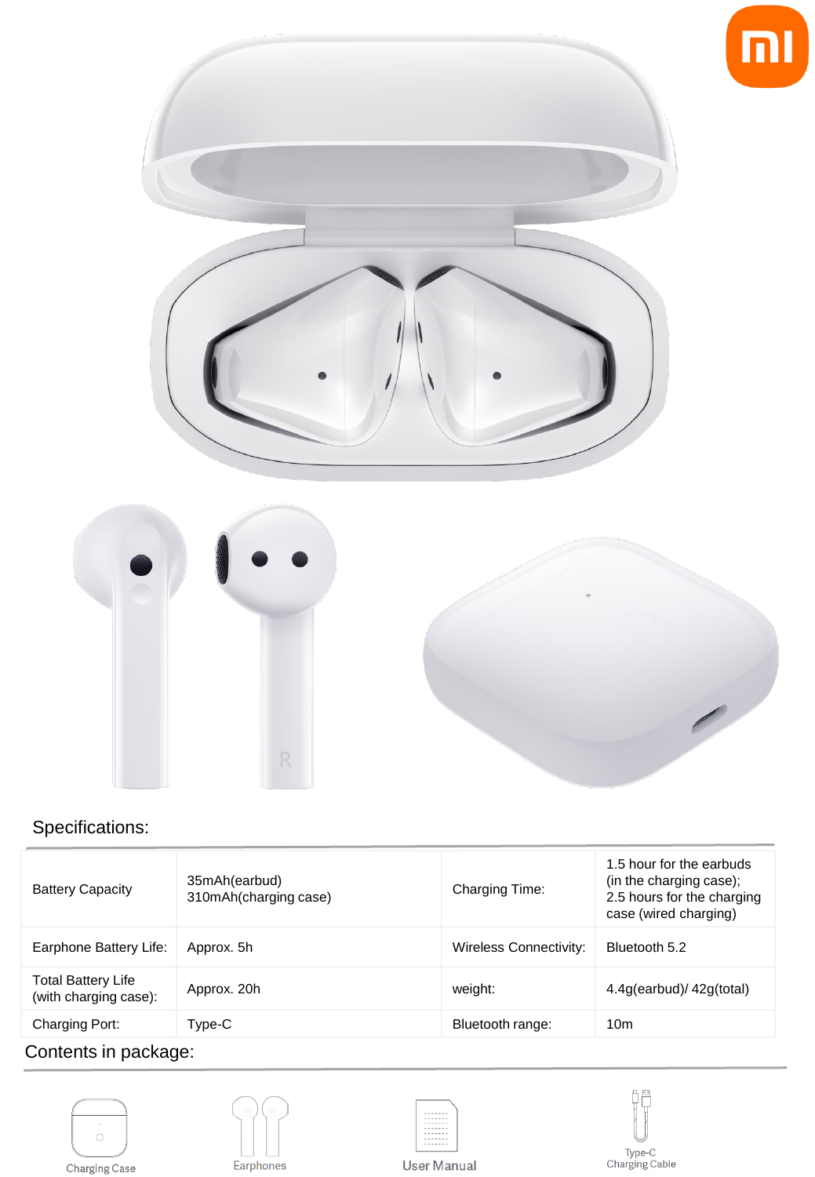Specifications:

| | | | |
|---|---|---|---|
| Battery Capacity | 35mAh(earbud)<br>310mAh(charging case) | Charging Time: | 1.5 hour for the earbuds (in the charging case);<br>2.5 hours for the charging case (wired charging) |
| Earphone Battery Life: | Approx. 5h | Wireless Connectivity: | Bluetooth 5.2 |
| Total Battery Life (with charging case): | Approx. 20h | weight: | 4.4g(earbud)/ 42g(total) |
| Charging Port: | Type-C | Bluetooth range: | 10m |

Contents in package:

Charging Case

Earphones

User Manual

Type-C Charging Cable